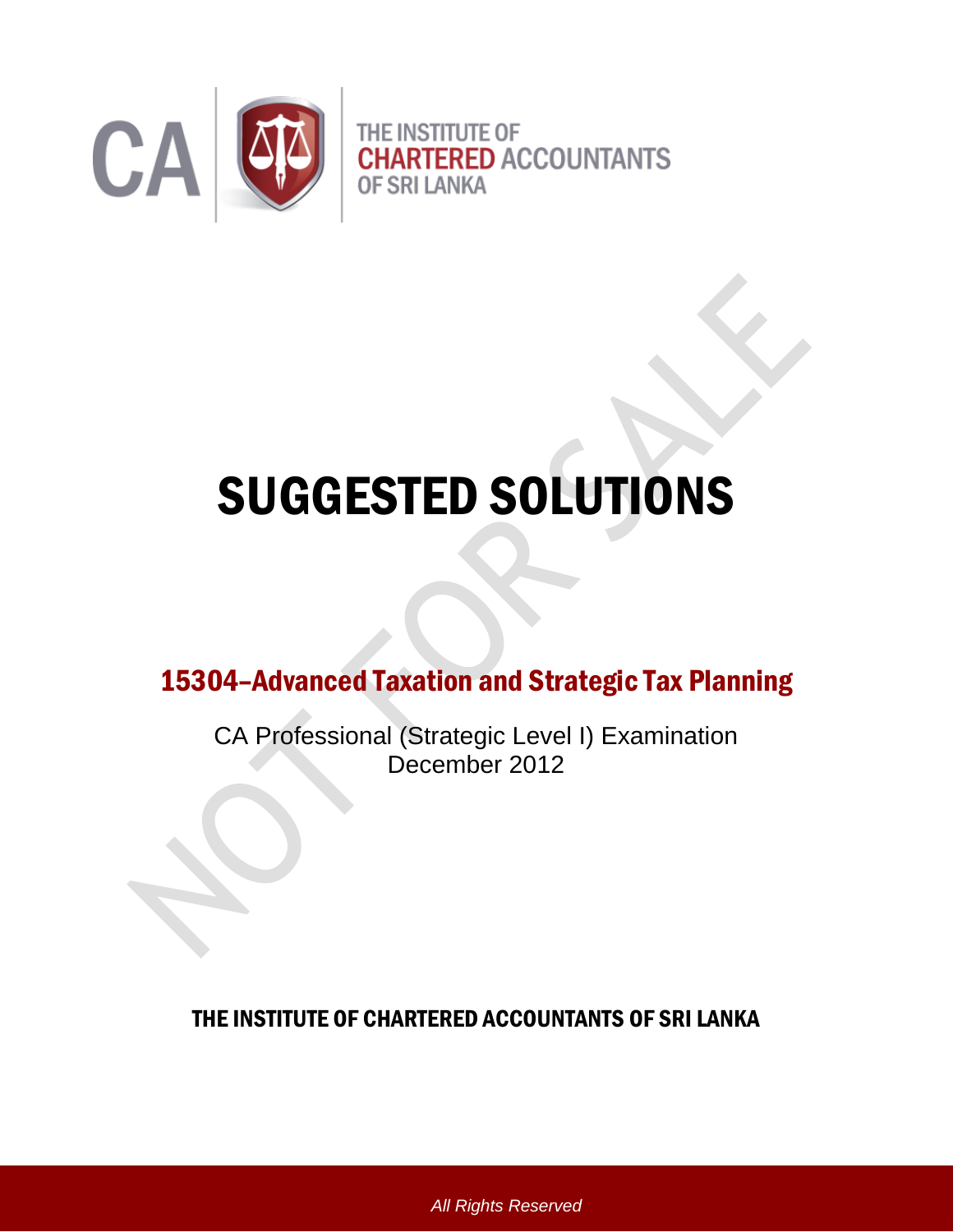CA

THE INSTITUTE OF
CHARTERED ACCOUNTANTS
OF SRI LANKA

# SUGGESTED SOLUTIONS

## 15304–Advanced Taxation and Strategic Tax Planning

CA Professional (Strategic Level I) Examination
December 2012

**THE INSTITUTE OF CHARTERED ACCOUNTANTS OF SRI LANKA**

*All Rights Reserved*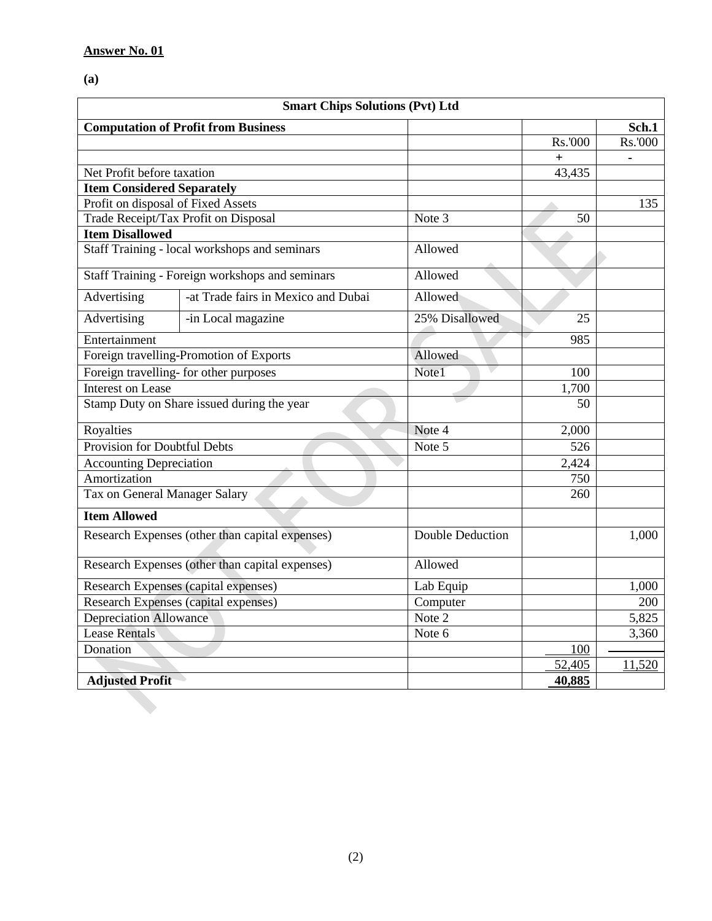**Answer No. 01**

**(a)**

| **Smart Chips Solutions (Pvt) Ltd** | | | | |
|---|---|---|---|---|
| **Computation of Profit from Business** | | | | **Sch.1** |
| | | | Rs.'000 | Rs.'000 |
| | | | + | - |
| Net Profit before taxation | | | 43,435 | |
| **Item Considered Separately** | | | | |
| Profit on disposal of Fixed Assets | | | | 135 |
| Trade Receipt/Tax Profit on Disposal | | Note 3 | 50 | |
| **Item Disallowed** | | | | |
| Staff Training - local workshops and seminars | | Allowed | | |
| Staff Training - Foreign workshops and seminars | | Allowed | | |
| Advertising | -at Trade fairs in Mexico and Dubai | Allowed | | |
| Advertising | -in Local magazine | 25% Disallowed | 25 | |
| Entertainment | | | 985 | |
| Foreign travelling-Promotion of Exports | | Allowed | | |
| Foreign travelling- for other purposes | | Note1 | 100 | |
| Interest on Lease | | | 1,700 | |
| Stamp Duty on Share issued during the year | | | 50 | |
| Royalties | | Note 4 | 2,000 | |
| Provision for Doubtful Debts | | Note 5 | 526 | |
| Accounting Depreciation | | | 2,424 | |
| Amortization | | | 750 | |
| Tax on General Manager Salary | | | 260 | |
| **Item Allowed** | | | | |
| Research Expenses (other than capital expenses) | | Double Deduction | | 1,000 |
| Research Expenses (other than capital expenses) | | Allowed | | |
| Research Expenses (capital expenses) | | Lab Equip | | 1,000 |
| Research Expenses (capital expenses) | | Computer | | 200 |
| Depreciation Allowance | | Note 2 | | 5,825 |
| Lease Rentals | | Note 6 | | 3,360 |
| Donation | | | 100 | |
| | | | 52,405 | 11,520 |
| **Adjusted Profit** | | | **40,885** | |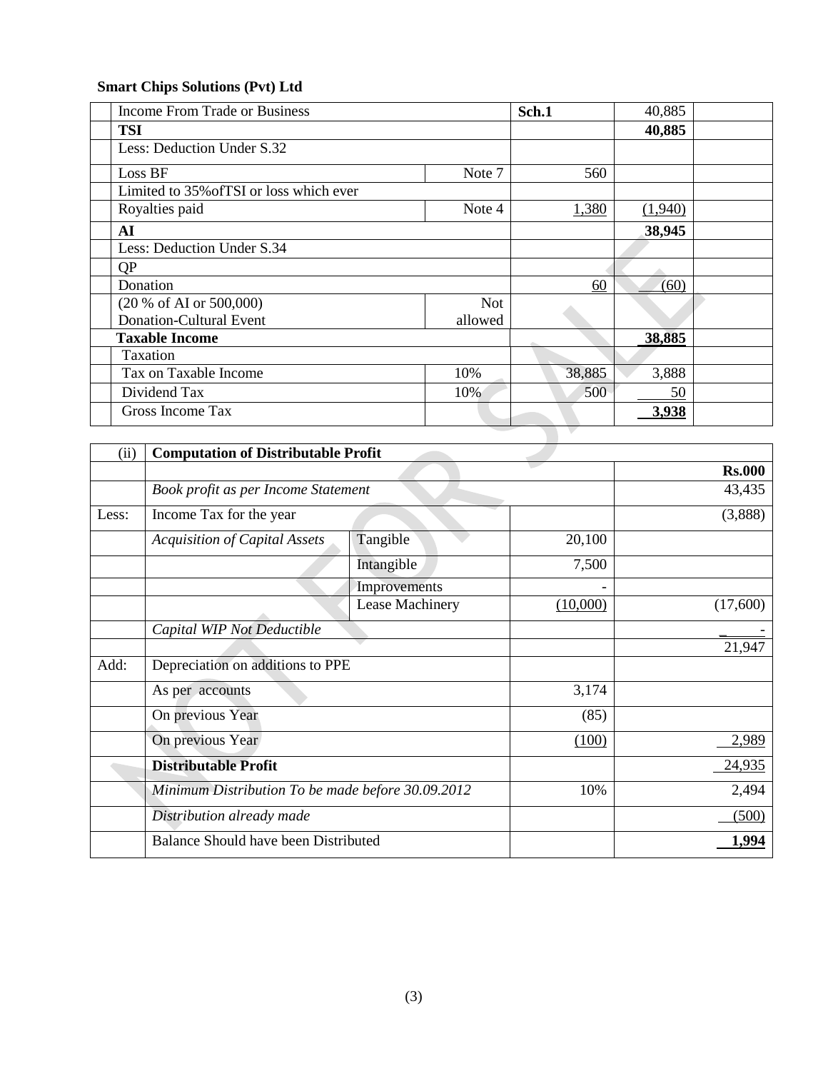**Smart Chips Solutions (Pvt) Ltd**

| Income From Trade or Business | | **Sch.1** | 40,885 | |
|---|---|---|---|---|
| **TSI** | | | **40,885** | |
| Less: Deduction Under S.32 | | | | |
| Loss BF | Note 7 | 560 | | |
| Limited to 35%ofTSI or loss which ever | | | | |
| Royalties paid | Note 4 | 1,380 | (1,940) | |
| **AI** | | | **38,945** | |
| Less: Deduction Under S.34 | | | | |
| QP | | | | |
| Donation | | 60 | (60) | |
| (20 % of AI or 500,000) Donation-Cultural Event | Not allowed | | | |
| **Taxable Income** | | | **38,885** | |
| Taxation | | | | |
| Tax on Taxable Income | 10% | 38,885 | 3,888 | |
| Dividend Tax | 10% | 500 | 50 | |
| Gross Income Tax | | | **3,938** | |

| (ii) | **Computation of Distributable Profit** | | | |
|---|---|---|---|---|
| | | | | **Rs.000** |
| | *Book profit as per Income Statement* | | | 43,435 |
| Less: | Income Tax for the year | | | (3,888) |
| | *Acquisition of Capital Assets* | Tangible | 20,100 | |
| | | Intangible | 7,500 | |
| | | Improvements | - | |
| | | Lease Machinery | (10,000) | (17,600) |
| | *Capital WIP Not Deductible* | | | - |
| | | | | 21,947 |
| Add: | Depreciation on additions to PPE | | | |
| | As per accounts | | 3,174 | |
| | On previous Year | | (85) | |
| | On previous Year | | (100) | 2,989 |
| | **Distributable Profit** | | | 24,935 |
| | *Minimum Distribution To be made before 30.09.2012* | | 10% | 2,494 |
| | *Distribution already made* | | | (500) |
| | Balance Should have been Distributed | | | **1,994** |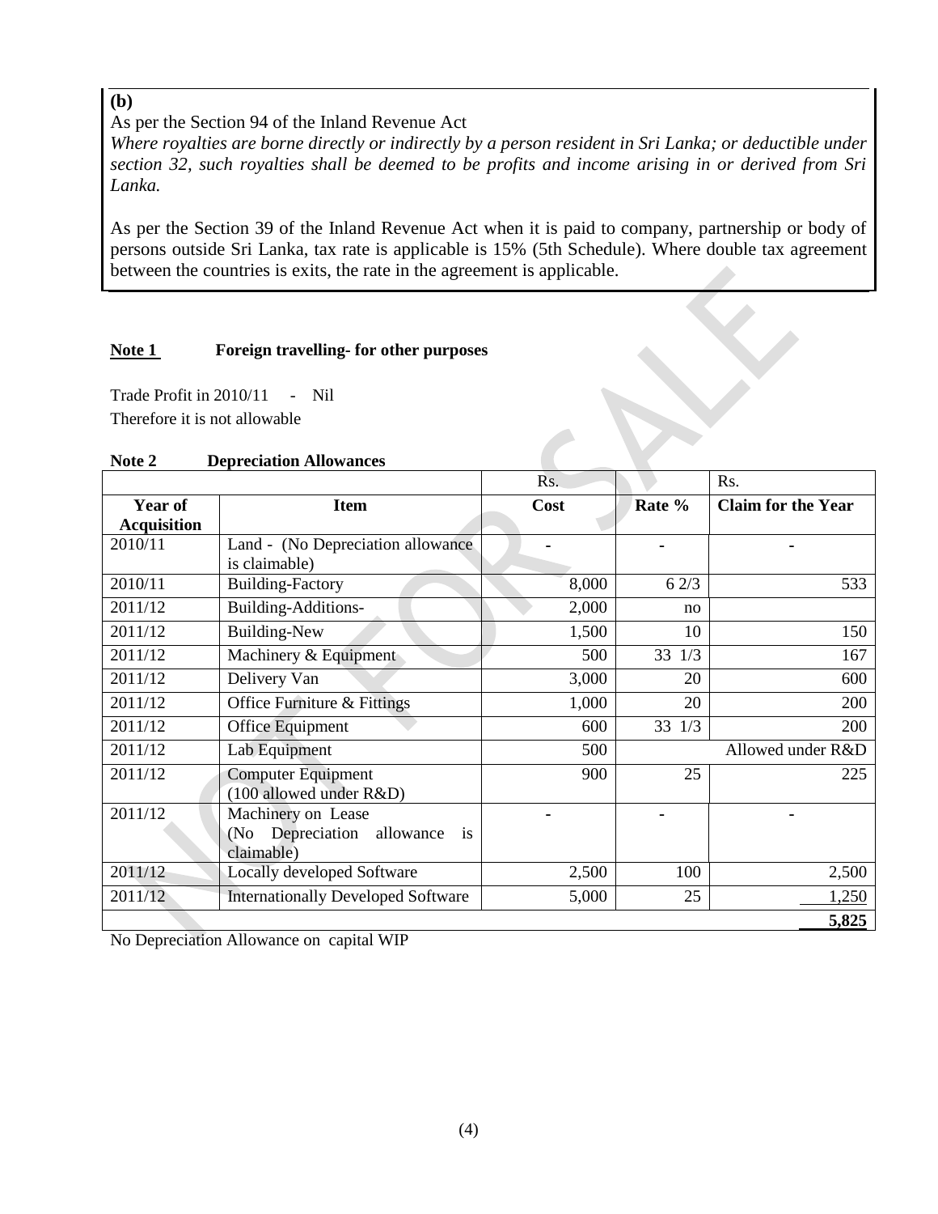**(b)**

As per the Section 94 of the Inland Revenue Act

*Where royalties are borne directly or indirectly by a person resident in Sri Lanka; or deductible under section 32, such royalties shall be deemed to be profits and income arising in or derived from Sri Lanka.*

As per the Section 39 of the Inland Revenue Act when it is paid to company, partnership or body of persons outside Sri Lanka, tax rate is applicable is 15% (5th Schedule). Where double tax agreement between the countries is exits, the rate in the agreement is applicable.

**Note 1 Foreign travelling- for other purposes**

Trade Profit in 2010/11 - Nil

Therefore it is not allowable

**Note 2 Depreciation Allowances**

| | | Rs. | | Rs. |
|---|---|---|---|---|
| **Year of Acquisition** | **Item** | **Cost** | **Rate %** | **Claim for the Year** |
| 2010/11 | Land - (No Depreciation allowance is claimable) | - | - | - |
| 2010/11 | Building-Factory | 8,000 | 6 2/3 | 533 |
| 2011/12 | Building-Additions- | 2,000 | no | |
| 2011/12 | Building-New | 1,500 | 10 | 150 |
| 2011/12 | Machinery & Equipment | 500 | 33 1/3 | 167 |
| 2011/12 | Delivery Van | 3,000 | 20 | 600 |
| 2011/12 | Office Furniture & Fittings | 1,000 | 20 | 200 |
| 2011/12 | Office Equipment | 600 | 33 1/3 | 200 |
| 2011/12 | Lab Equipment | 500 | Allowed under R&D | |
| 2011/12 | Computer Equipment (100 allowed under R&D) | 900 | 25 | 225 |
| 2011/12 | Machinery on Lease (No Depreciation allowance is claimable) | - | - | - |
| 2011/12 | Locally developed Software | 2,500 | 100 | 2,500 |
| 2011/12 | Internationally Developed Software | 5,000 | 25 | 1,250 |
| | | | | **5,825** |

No Depreciation Allowance on capital WIP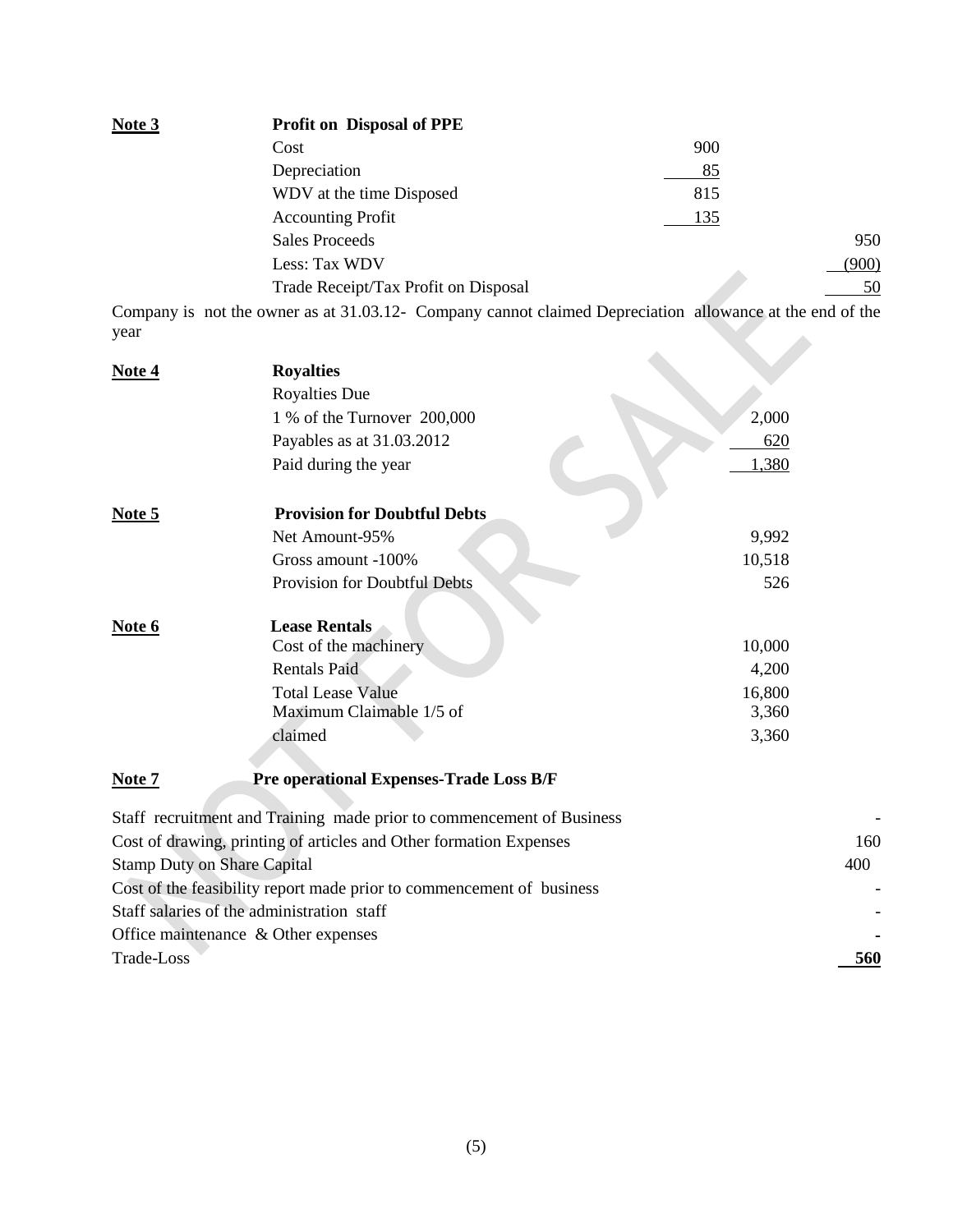**Note 3** **Profit on Disposal of PPE**

| | | |
|---|---|---|
| Cost | 900 | |
| Depreciation | 85 | |
| WDV at the time Disposed | 815 | |
| Accounting Profit | 135 | |
| Sales Proceeds | | 950 |
| Less: Tax WDV | | (900) |
| Trade Receipt/Tax Profit on Disposal | | 50 |

Company is not the owner as at 31.03.12- Company cannot claimed Depreciation allowance at the end of the year

**Note 4** **Royalties**

| | |
|---|---|
| Royalties Due | |
| 1 % of the Turnover 200,000 | 2,000 |
| Payables as at 31.03.2012 | 620 |
| Paid during the year | 1,380 |

**Note 5** **Provision for Doubtful Debts**

| | |
|---|---|
| Net Amount-95% | 9,992 |
| Gross amount -100% | 10,518 |
| Provision for Doubtful Debts | 526 |

**Note 6** **Lease Rentals**

| | |
|---|---|
| Cost of the machinery | 10,000 |
| Rentals Paid | 4,200 |
| Total Lease Value | 16,800 |
| Maximum Claimable 1/5 of | 3,360 |
| claimed | 3,360 |

**Note 7** **Pre operational Expenses-Trade Loss B/F**

| | |
|---|---|
| Staff recruitment and Training made prior to commencement of Business | - |
| Cost of drawing, printing of articles and Other formation Expenses | 160 |
| Stamp Duty on Share Capital | 400 |
| Cost of the feasibility report made prior to commencement of business | - |
| Staff salaries of the administration staff | - |
| Office maintenance & Other expenses | - |
| Trade-Loss | **560** |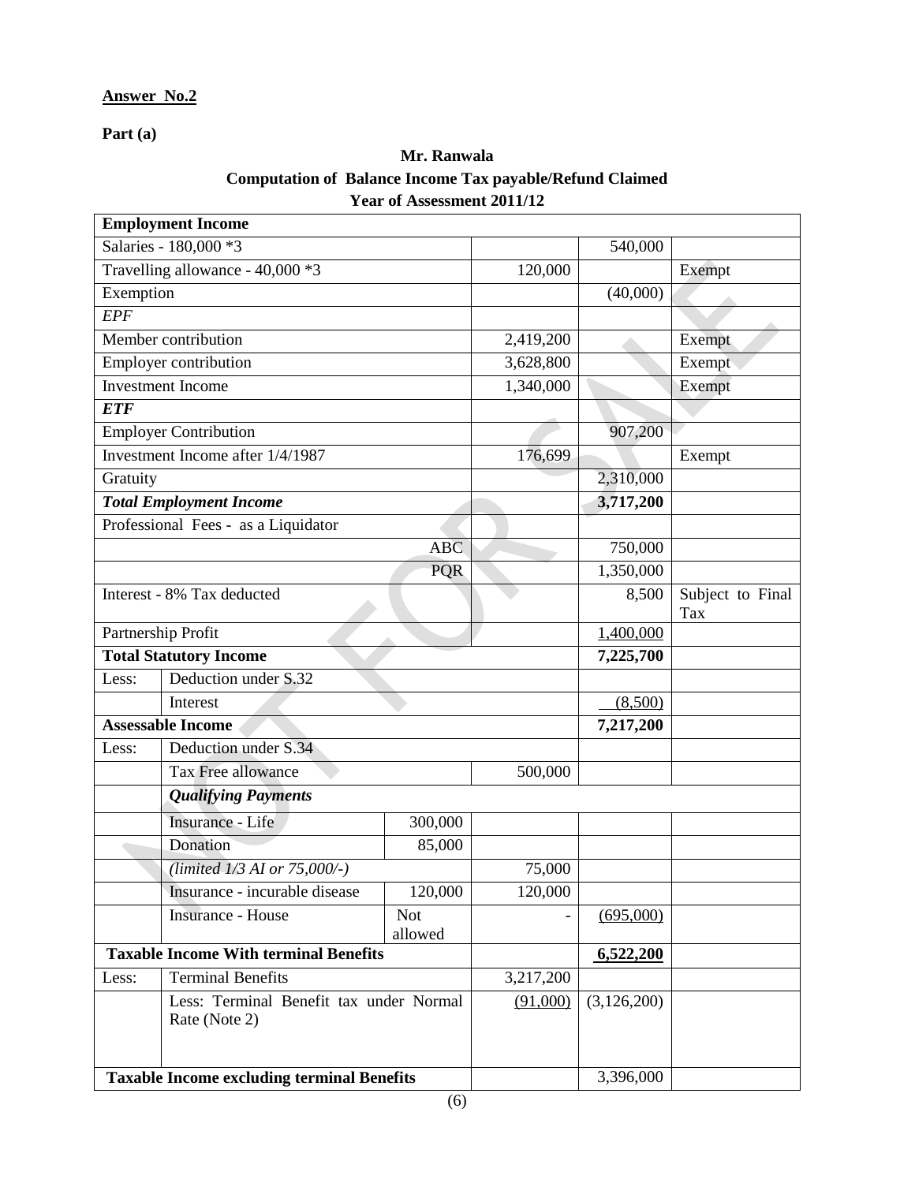**Answer No.2**

**Part (a)**

**Mr. Ranwala**
**Computation of Balance Income Tax payable/Refund Claimed**
**Year of Assessment 2011/12**

| **Employment Income** | | | | | |
|---|---|---|---|---|---|
| Salaries - 180,000 *3 | | | | 540,000 | |
| Travelling allowance - 40,000 *3 | | | 120,000 | | Exempt |
| Exemption | | | | (40,000) | |
| *EPF* | | | | | |
| Member contribution | | | 2,419,200 | | Exempt |
| Employer contribution | | | 3,628,800 | | Exempt |
| Investment Income | | | 1,340,000 | | Exempt |
| ***ETF*** | | | | | |
| Employer Contribution | | | | 907,200 | |
| Investment Income after 1/4/1987 | | | 176,699 | | Exempt |
| Gratuity | | | | 2,310,000 | |
| ***Total Employment Income*** | | | | **3,717,200** | |
| Professional Fees - as a Liquidator | | | | | |
| | | ABC | | 750,000 | |
| | | PQR | | 1,350,000 | |
| Interest - 8% Tax deducted | | | | 8,500 | Subject to Final Tax |
| Partnership Profit | | | | 1,400,000 | |
| **Total Statutory Income** | | | | **7,225,700** | |
| Less: | Deduction under S.32 | | | | |
| | Interest | | | (8,500) | |
| **Assessable Income** | | | | **7,217,200** | |
| Less: | Deduction under S.34 | | | | |
| | Tax Free allowance | | 500,000 | | |
| | ***Qualifying Payments*** | | | | |
| | Insurance - Life | 300,000 | | | |
| | Donation | 85,000 | | | |
| | *(limited 1/3 AI or 75,000/-)* | | 75,000 | | |
| | Insurance - incurable disease | 120,000 | 120,000 | | |
| | Insurance - House | Not allowed | - | (695,000) | |
| **Taxable Income With terminal Benefits** | | | | **6,522,200** | |
| Less: | Terminal Benefits | | 3,217,200 | | |
| | Less: Terminal Benefit tax under Normal Rate (Note 2) | | (91,000) | (3,126,200) | |
| **Taxable Income excluding terminal Benefits** | | | | 3,396,000 | |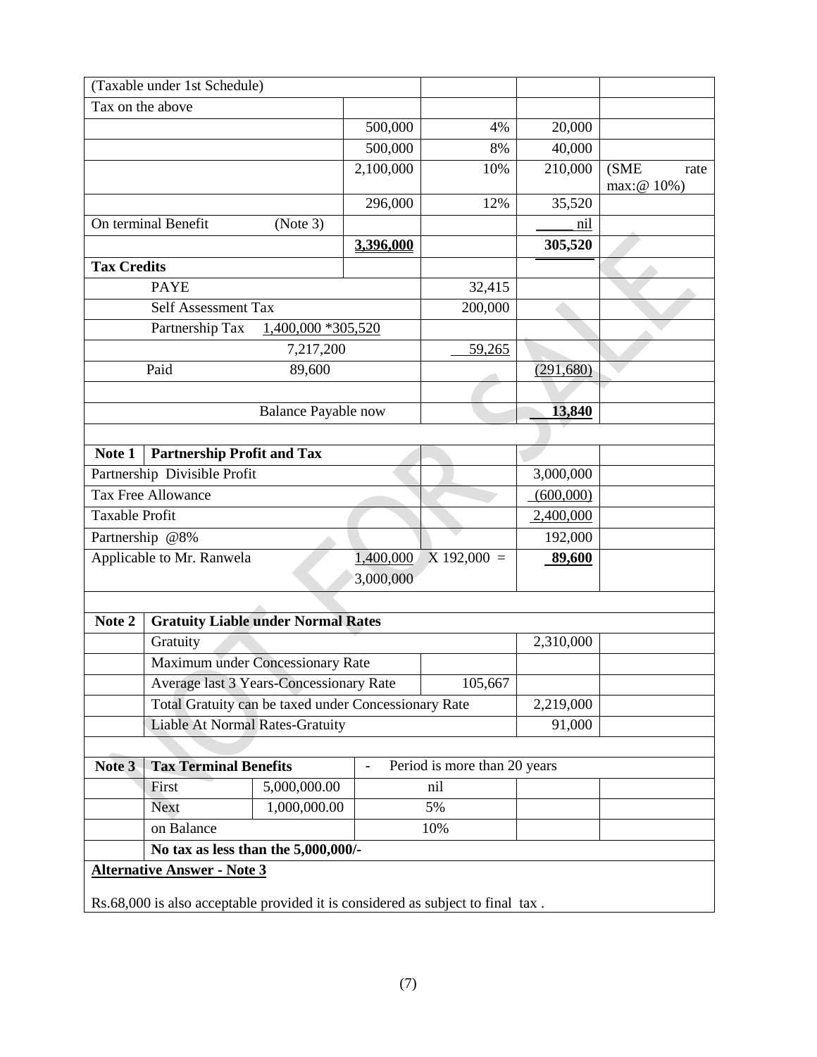| | | | | |
|---|---|---|---|---|
| (Taxable under 1st Schedule) | | | | |
| Tax on the above | | | | |
| | 500,000 | 4% | 20,000 | |
| | 500,000 | 8% | 40,000 | |
| | 2,100,000 | 10% | 210,000 | (SME rate max:@ 10%) |
| | 296,000 | 12% | 35,520 | |
| On terminal Benefit (Note 3) | | | nil | |
| | **3,396,000** | | **305,520** | |
| **Tax Credits** | | | | |
| PAYE | | 32,415 | | |
| Self Assessment Tax | | 200,000 | | |
| Partnership Tax 1,400,000 *305,520 / 7,217,200 | | 59,265 | | |
| Paid 89,600 | | | (291,680) | |
| | | | | |
| Balance Payable now | | | **13,840** | |

| | | | | |
|---|---|---|---|---|
| **Note 1** | **Partnership Profit and Tax** | | | |
| Partnership Divisible Profit | | | 3,000,000 | |
| Tax Free Allowance | | | (600,000) | |
| Taxable Profit | | | 2,400,000 | |
| Partnership @8% | | | 192,000 | |
| Applicable to Mr. Ranwela | 1,400,000 / 3,000,000 | X 192,000 = | **89,600** | |

| | | | | |
|---|---|---|---|---|
| **Note 2** | **Gratuity Liable under Normal Rates** | | | |
| | Gratuity | | 2,310,000 | |
| | Maximum under Concessionary Rate | | | |
| | Average last 3 Years-Concessionary Rate | 105,667 | | |
| | Total Gratuity can be taxed under Concessionary Rate | | 2,219,000 | |
| | Liable At Normal Rates-Gratuity | | 91,000 | |

| | | | | | |
|---|---|---|---|---|---|
| **Note 3** | **Tax Terminal Benefits** | | - Period is more than 20 years | | |
| | First | 5,000,000.00 | nil | | |
| | Next | 1,000,000.00 | 5% | | |
| | on Balance | | 10% | | |
| | **No tax as less than the 5,000,000/-** | | | | |

**Alternative Answer - Note 3**

Rs.68,000 is also acceptable provided it is considered as subject to final tax .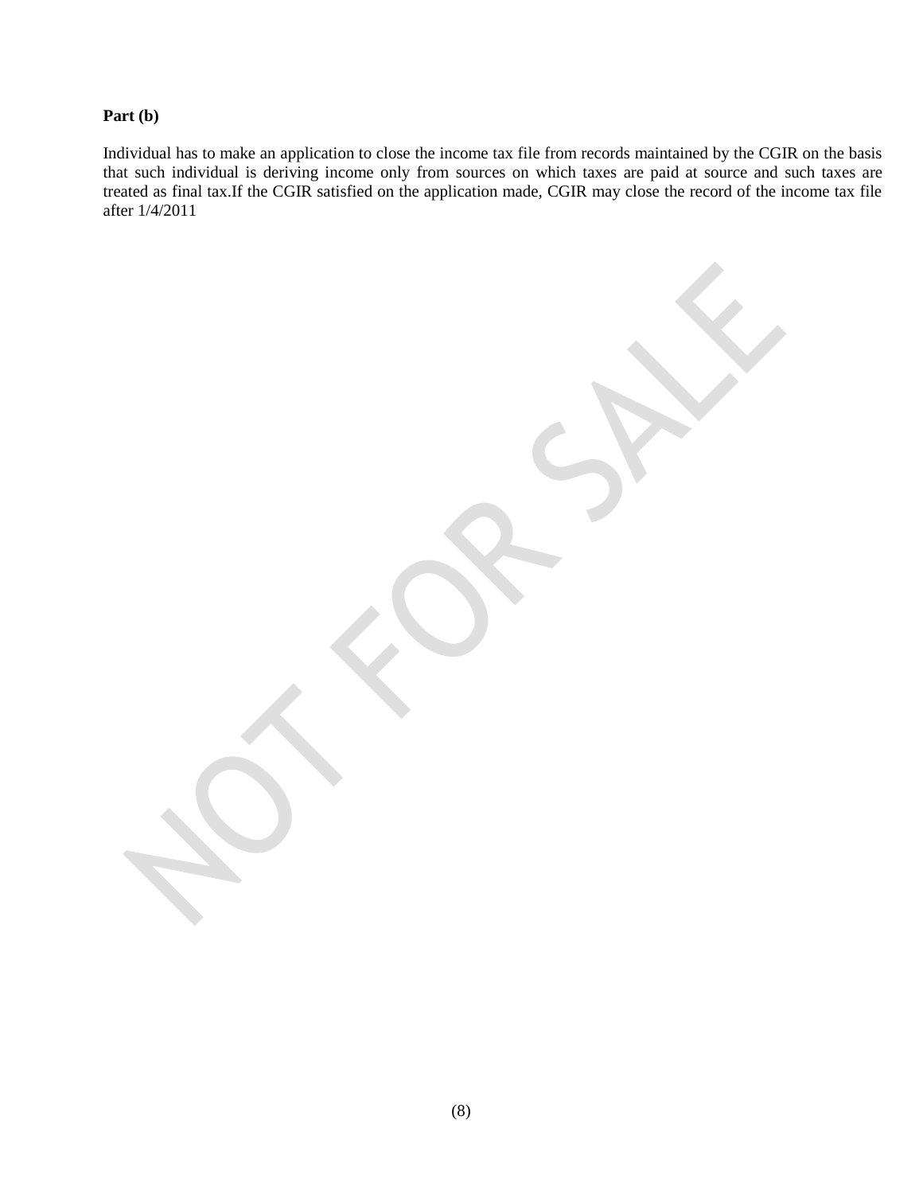**Part (b)**

Individual has to make an application to close the income tax file from records maintained by the CGIR on the basis that such individual is deriving income only from sources on which taxes are paid at source and such taxes are treated as final tax.If the CGIR satisfied on the application made, CGIR may close the record of the income tax file after 1/4/2011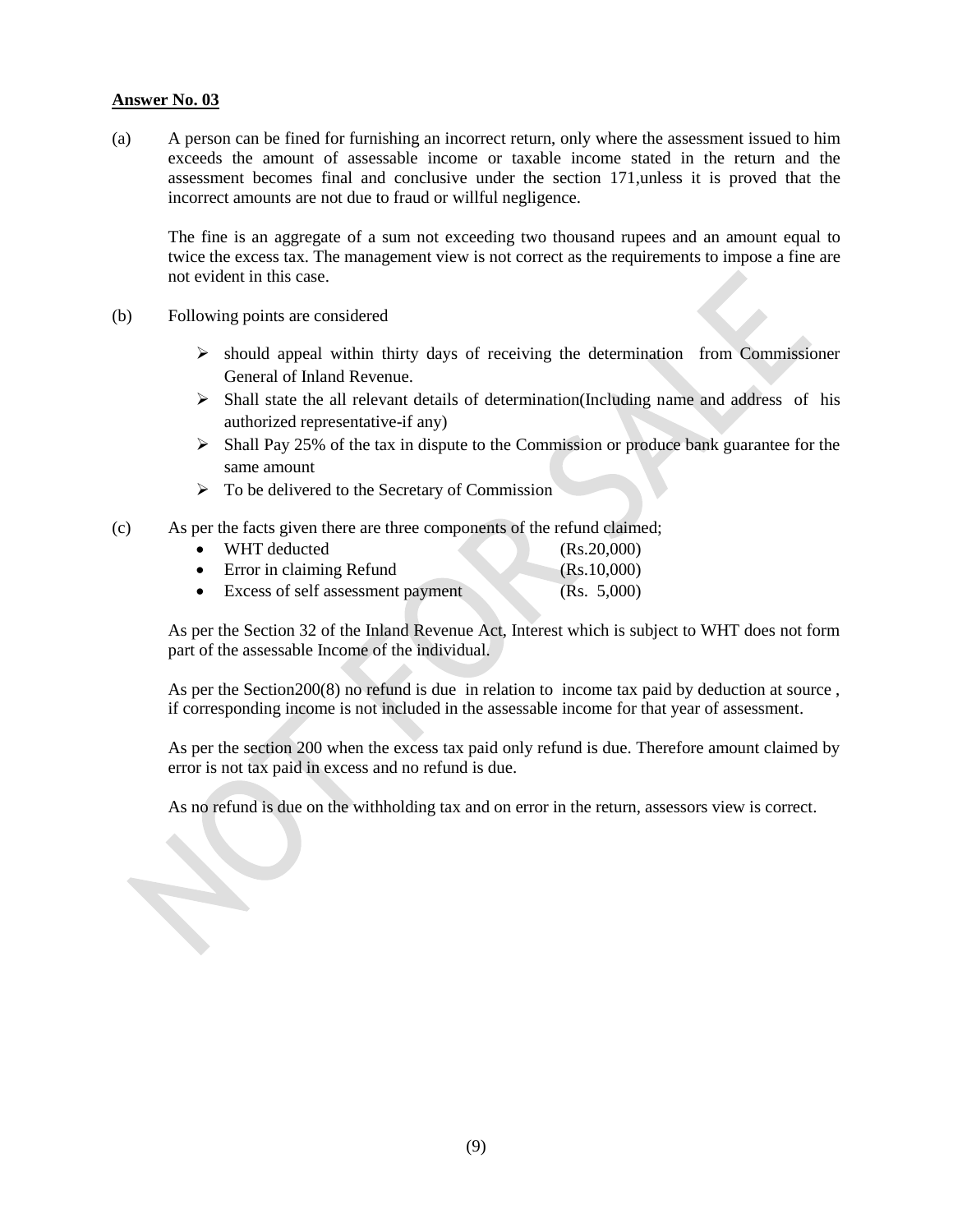**Answer No. 03**

(a) A person can be fined for furnishing an incorrect return, only where the assessment issued to him exceeds the amount of assessable income or taxable income stated in the return and the assessment becomes final and conclusive under the section 171,unless it is proved that the incorrect amounts are not due to fraud or willful negligence.

The fine is an aggregate of a sum not exceeding two thousand rupees and an amount equal to twice the excess tax. The management view is not correct as the requirements to impose a fine are not evident in this case.

(b) Following points are considered

- should appeal within thirty days of receiving the determination from Commissioner General of Inland Revenue.
- Shall state the all relevant details of determination(Including name and address of his authorized representative-if any)
- Shall Pay 25% of the tax in dispute to the Commission or produce bank guarantee for the same amount
- To be delivered to the Secretary of Commission

(c) As per the facts given there are three components of the refund claimed;

- WHT deducted (Rs.20,000)
- Error in claiming Refund (Rs.10,000)
- Excess of self assessment payment (Rs. 5,000)

As per the Section 32 of the Inland Revenue Act, Interest which is subject to WHT does not form part of the assessable Income of the individual.

As per the Section200(8) no refund is due in relation to income tax paid by deduction at source , if corresponding income is not included in the assessable income for that year of assessment.

As per the section 200 when the excess tax paid only refund is due. Therefore amount claimed by error is not tax paid in excess and no refund is due.

As no refund is due on the withholding tax and on error in the return, assessors view is correct.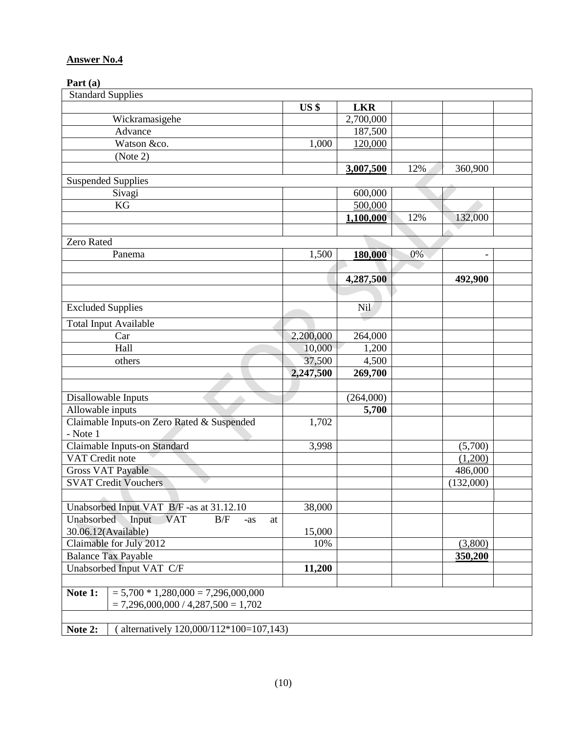**Answer No.4**

**Part (a)**

| Standard Supplies | | | | | |
|---|---|---|---|---|---|
| | US $ | LKR | | | |
| Wickramasigehe | | 2,700,000 | | | |
| Advance | | 187,500 | | | |
| Watson &co. | 1,000 | 120,000 | | | |
| (Note 2) | | | | | |
| | | **3,007,500** | 12% | 360,900 | |
| Suspended Supplies | | | | | |
| Sivagi | | 600,000 | | | |
| KG | | 500,000 | | | |
| | | **1,100,000** | 12% | 132,000 | |
| | | | | | |
| Zero Rated | | | | | |
| Panema | 1,500 | **180,000** | 0% | - | |
| | | | | | |
| | | **4,287,500** | | **492,900** | |
| | | | | | |
| Excluded Supplies | | Nil | | | |
| Total Input Available | | | | | |
| Car | 2,200,000 | 264,000 | | | |
| Hall | 10,000 | 1,200 | | | |
| others | 37,500 | 4,500 | | | |
| | **2,247,500** | **269,700** | | | |
| | | | | | |
| Disallowable Inputs | | (264,000) | | | |
| Allowable inputs | | **5,700** | | | |
| Claimable Inputs-on Zero Rated & Suspended - Note 1 | 1,702 | | | | |
| Claimable Inputs-on Standard | 3,998 | | | (5,700) | |
| VAT Credit note | | | | (1,200) | |
| Gross VAT Payable | | | | 486,000 | |
| SVAT Credit Vouchers | | | | (132,000) | |
| | | | | | |
| Unabsorbed Input VAT B/F -as at 31.12.10 | 38,000 | | | | |
| Unabsorbed Input VAT B/F -as at 30.06.12(Available) | 15,000 | | | | |
| Claimable for July 2012 | 10% | | | (3,800) | |
| Balance Tax Payable | | | | **350,200** | |
| Unabsorbed Input VAT C/F | **11,200** | | | | |
| | | | | | |

| **Note 1:** | = 5,700 * 1,280,000 = 7,296,000,000<br>= 7,296,000,000 / 4,287,500 = 1,702 |
|---|---|
| **Note 2:** | ( alternatively 120,000/112*100=107,143) |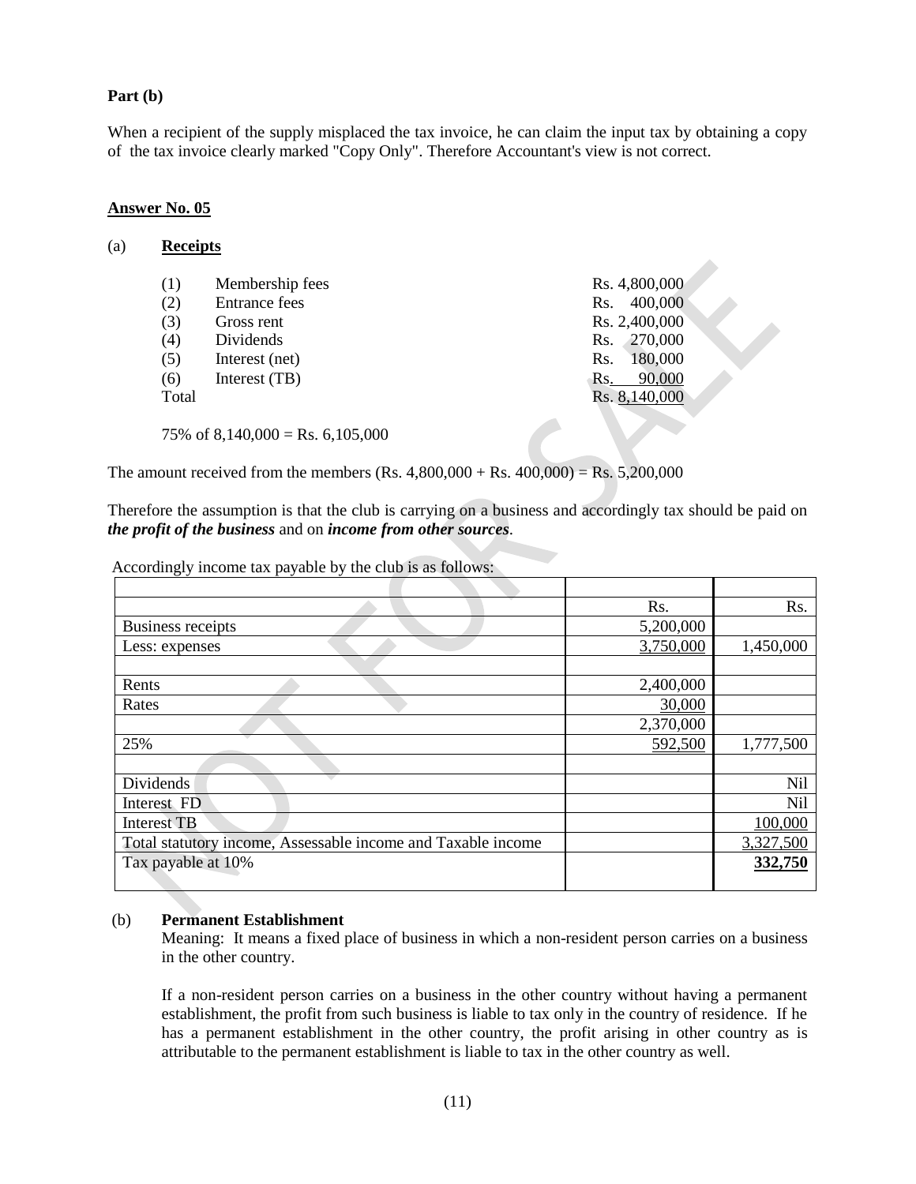**Part (b)**

When a recipient of the supply misplaced the tax invoice, he can claim the input tax by obtaining a copy of the tax invoice clearly marked "Copy Only". Therefore Accountant's view is not correct.

**Answer No. 05**

(a) **Receipts**

| | | |
|---|---|---|
| (1) | Membership fees | Rs. 4,800,000 |
| (2) | Entrance fees | Rs. 400,000 |
| (3) | Gross rent | Rs. 2,400,000 |
| (4) | Dividends | Rs. 270,000 |
| (5) | Interest (net) | Rs. 180,000 |
| (6) | Interest (TB) | Rs. 90,000 |
| Total | | Rs. 8,140,000 |

75% of 8,140,000 = Rs. 6,105,000

The amount received from the members (Rs. 4,800,000 + Rs. 400,000) = Rs. 5,200,000

Therefore the assumption is that the club is carrying on a business and accordingly tax should be paid on ***the profit of the business*** and on ***income from other sources***.

Accordingly income tax payable by the club is as follows:

| | | |
|---|---|---|
| | Rs. | Rs. |
| Business receipts | 5,200,000 | |
| Less: expenses | 3,750,000 | 1,450,000 |
| | | |
| Rents | 2,400,000 | |
| Rates | 30,000 | |
| | 2,370,000 | |
| 25% | 592,500 | 1,777,500 |
| | | |
| Dividends | | Nil |
| Interest FD | | Nil |
| Interest TB | | 100,000 |
| Total statutory income, Assessable income and Taxable income | | 3,327,500 |
| Tax payable at 10% | | **332,750** |

(b) **Permanent Establishment**

Meaning: It means a fixed place of business in which a non-resident person carries on a business in the other country.

If a non-resident person carries on a business in the other country without having a permanent establishment, the profit from such business is liable to tax only in the country of residence. If he has a permanent establishment in the other country, the profit arising in other country as is attributable to the permanent establishment is liable to tax in the other country as well.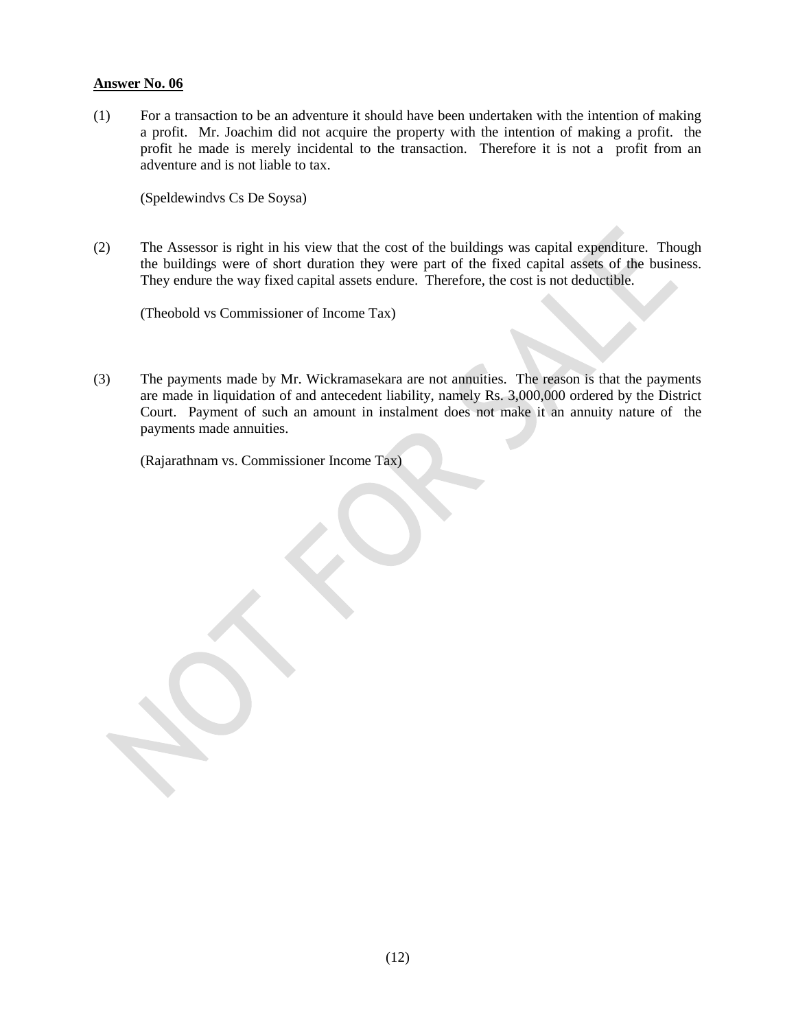**Answer No. 06**

(1) For a transaction to be an adventure it should have been undertaken with the intention of making a profit. Mr. Joachim did not acquire the property with the intention of making a profit. the profit he made is merely incidental to the transaction. Therefore it is not a profit from an adventure and is not liable to tax.

(Speldewindvs Cs De Soysa)

(2) The Assessor is right in his view that the cost of the buildings was capital expenditure. Though the buildings were of short duration they were part of the fixed capital assets of the business. They endure the way fixed capital assets endure. Therefore, the cost is not deductible.

(Theobold vs Commissioner of Income Tax)

(3) The payments made by Mr. Wickramasekara are not annuities. The reason is that the payments are made in liquidation of and antecedent liability, namely Rs. 3,000,000 ordered by the District Court. Payment of such an amount in instalment does not make it an annuity nature of the payments made annuities.

(Rajarathnam vs. Commissioner Income Tax)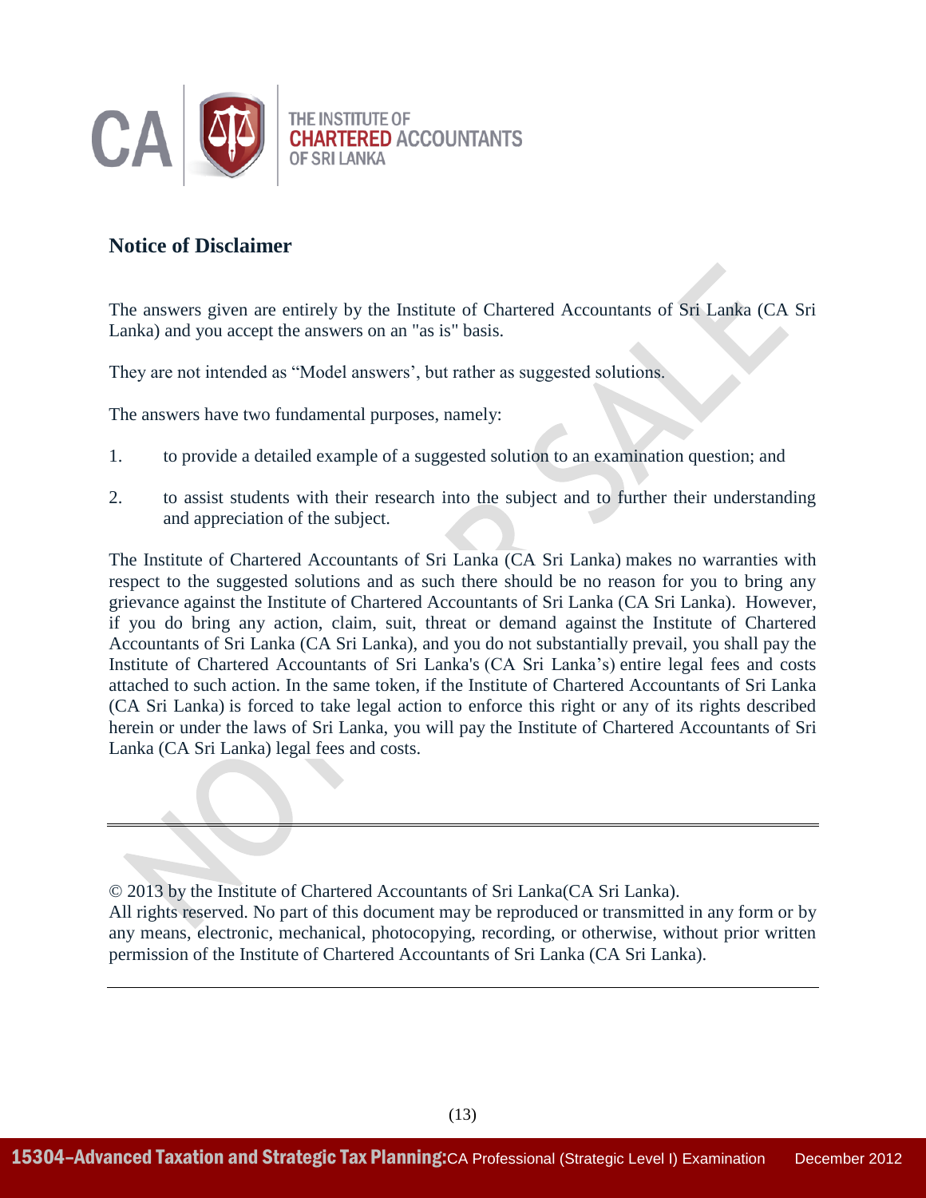THE INSTITUTE OF
CHARTERED ACCOUNTANTS
OF SRI LANKA

## Notice of Disclaimer

The answers given are entirely by the Institute of Chartered Accountants of Sri Lanka (CA Sri Lanka) and you accept the answers on an "as is" basis.

They are not intended as "Model answers', but rather as suggested solutions.

The answers have two fundamental purposes, namely:

1. to provide a detailed example of a suggested solution to an examination question; and

2. to assist students with their research into the subject and to further their understanding and appreciation of the subject.

The Institute of Chartered Accountants of Sri Lanka (CA Sri Lanka) makes no warranties with respect to the suggested solutions and as such there should be no reason for you to bring any grievance against the Institute of Chartered Accountants of Sri Lanka (CA Sri Lanka). However, if you do bring any action, claim, suit, threat or demand against the Institute of Chartered Accountants of Sri Lanka (CA Sri Lanka), and you do not substantially prevail, you shall pay the Institute of Chartered Accountants of Sri Lanka's (CA Sri Lanka's) entire legal fees and costs attached to such action. In the same token, if the Institute of Chartered Accountants of Sri Lanka (CA Sri Lanka) is forced to take legal action to enforce this right or any of its rights described herein or under the laws of Sri Lanka, you will pay the Institute of Chartered Accountants of Sri Lanka (CA Sri Lanka) legal fees and costs.

---

© 2013 by the Institute of Chartered Accountants of Sri Lanka(CA Sri Lanka).
All rights reserved. No part of this document may be reproduced or transmitted in any form or by any means, electronic, mechanical, photocopying, recording, or otherwise, without prior written permission of the Institute of Chartered Accountants of Sri Lanka (CA Sri Lanka).